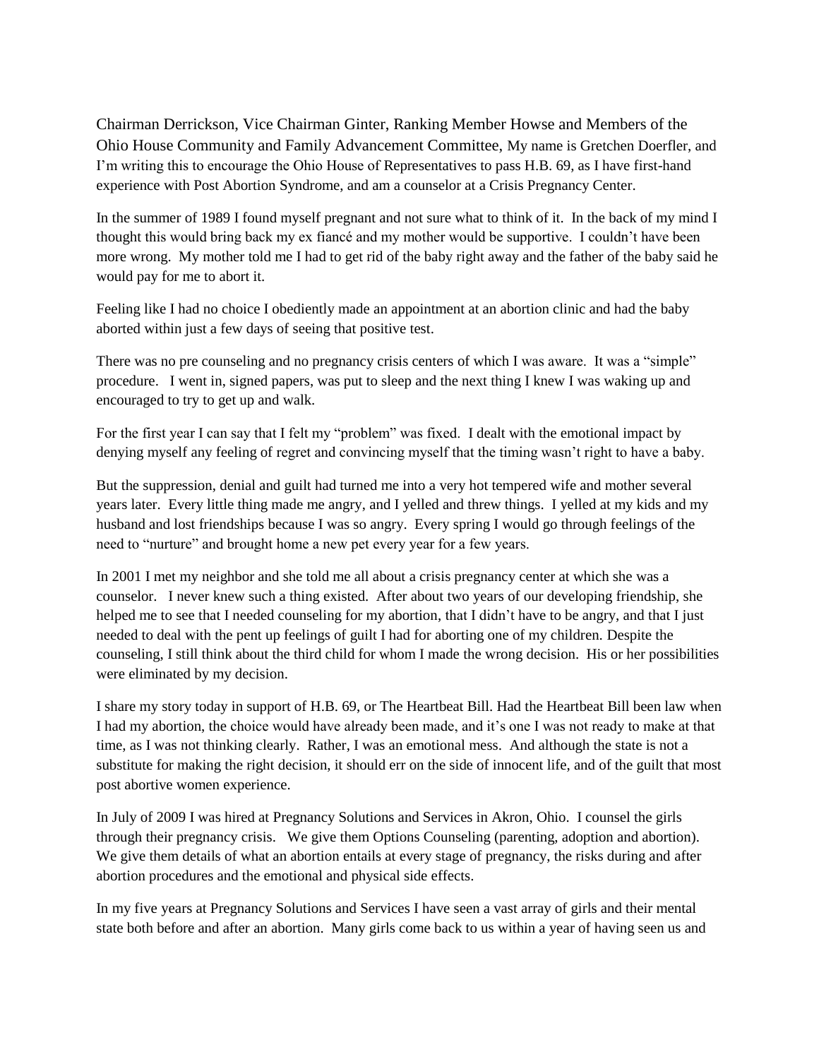Chairman Derrickson, Vice Chairman Ginter, Ranking Member Howse and Members of the Ohio House Community and Family Advancement Committee, My name is Gretchen Doerfler, and I'm writing this to encourage the Ohio House of Representatives to pass H.B. 69, as I have first-hand experience with Post Abortion Syndrome, and am a counselor at a Crisis Pregnancy Center.

In the summer of 1989 I found myself pregnant and not sure what to think of it. In the back of my mind I thought this would bring back my ex fiancé and my mother would be supportive. I couldn't have been more wrong. My mother told me I had to get rid of the baby right away and the father of the baby said he would pay for me to abort it.

Feeling like I had no choice I obediently made an appointment at an abortion clinic and had the baby aborted within just a few days of seeing that positive test.

There was no pre counseling and no pregnancy crisis centers of which I was aware. It was a "simple" procedure. I went in, signed papers, was put to sleep and the next thing I knew I was waking up and encouraged to try to get up and walk.

For the first year I can say that I felt my "problem" was fixed. I dealt with the emotional impact by denying myself any feeling of regret and convincing myself that the timing wasn't right to have a baby.

But the suppression, denial and guilt had turned me into a very hot tempered wife and mother several years later. Every little thing made me angry, and I yelled and threw things. I yelled at my kids and my husband and lost friendships because I was so angry. Every spring I would go through feelings of the need to "nurture" and brought home a new pet every year for a few years.

In 2001 I met my neighbor and she told me all about a crisis pregnancy center at which she was a counselor. I never knew such a thing existed. After about two years of our developing friendship, she helped me to see that I needed counseling for my abortion, that I didn't have to be angry, and that I just needed to deal with the pent up feelings of guilt I had for aborting one of my children. Despite the counseling, I still think about the third child for whom I made the wrong decision. His or her possibilities were eliminated by my decision.

I share my story today in support of H.B. 69, or The Heartbeat Bill. Had the Heartbeat Bill been law when I had my abortion, the choice would have already been made, and it's one I was not ready to make at that time, as I was not thinking clearly. Rather, I was an emotional mess. And although the state is not a substitute for making the right decision, it should err on the side of innocent life, and of the guilt that most post abortive women experience.

In July of 2009 I was hired at Pregnancy Solutions and Services in Akron, Ohio. I counsel the girls through their pregnancy crisis. We give them Options Counseling (parenting, adoption and abortion). We give them details of what an abortion entails at every stage of pregnancy, the risks during and after abortion procedures and the emotional and physical side effects.

In my five years at Pregnancy Solutions and Services I have seen a vast array of girls and their mental state both before and after an abortion. Many girls come back to us within a year of having seen us and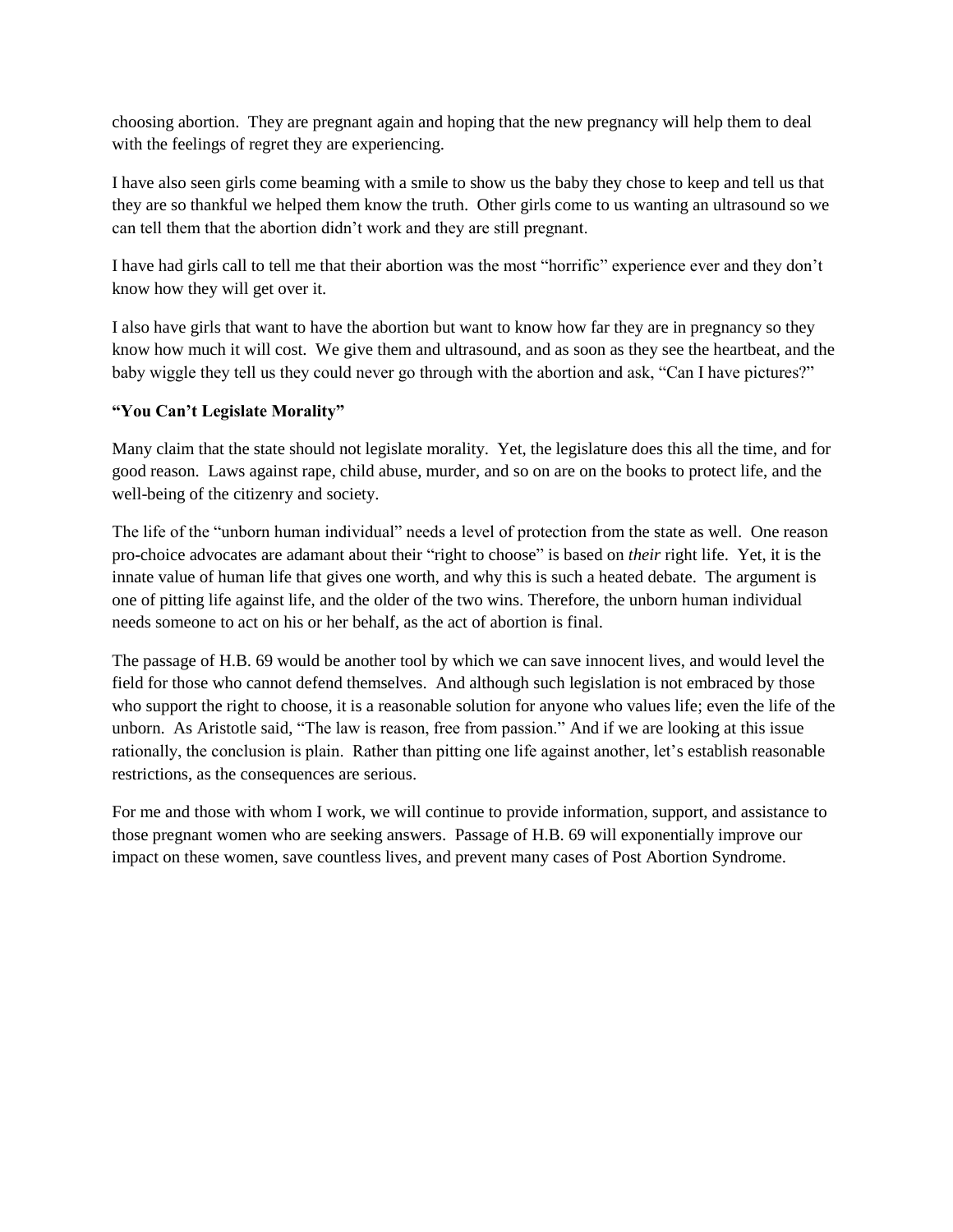choosing abortion. They are pregnant again and hoping that the new pregnancy will help them to deal with the feelings of regret they are experiencing.

I have also seen girls come beaming with a smile to show us the baby they chose to keep and tell us that they are so thankful we helped them know the truth. Other girls come to us wanting an ultrasound so we can tell them that the abortion didn't work and they are still pregnant.

I have had girls call to tell me that their abortion was the most "horrific" experience ever and they don't know how they will get over it.

I also have girls that want to have the abortion but want to know how far they are in pregnancy so they know how much it will cost. We give them and ultrasound, and as soon as they see the heartbeat, and the baby wiggle they tell us they could never go through with the abortion and ask, "Can I have pictures?"

**"You Can't Legislate Morality"**

Many claim that the state should not legislate morality. Yet, the legislature does this all the time, and for good reason. Laws against rape, child abuse, murder, and so on are on the books to protect life, and the well-being of the citizenry and society.

The life of the "unborn human individual" needs a level of protection from the state as well. One reason pro-choice advocates are adamant about their "right to choose" is based on *their* right life. Yet, it is the innate value of human life that gives one worth, and why this is such a heated debate. The argument is one of pitting life against life, and the older of the two wins. Therefore, the unborn human individual needs someone to act on his or her behalf, as the act of abortion is final.

The passage of H.B. 69 would be another tool by which we can save innocent lives, and would level the field for those who cannot defend themselves. And although such legislation is not embraced by those who support the right to choose, it is a reasonable solution for anyone who values life; even the life of the unborn. As Aristotle said, "The law is reason, free from passion." And if we are looking at this issue rationally, the conclusion is plain. Rather than pitting one life against another, let's establish reasonable restrictions, as the consequences are serious.

For me and those with whom I work, we will continue to provide information, support, and assistance to those pregnant women who are seeking answers. Passage of H.B. 69 will exponentially improve our impact on these women, save countless lives, and prevent many cases of Post Abortion Syndrome.